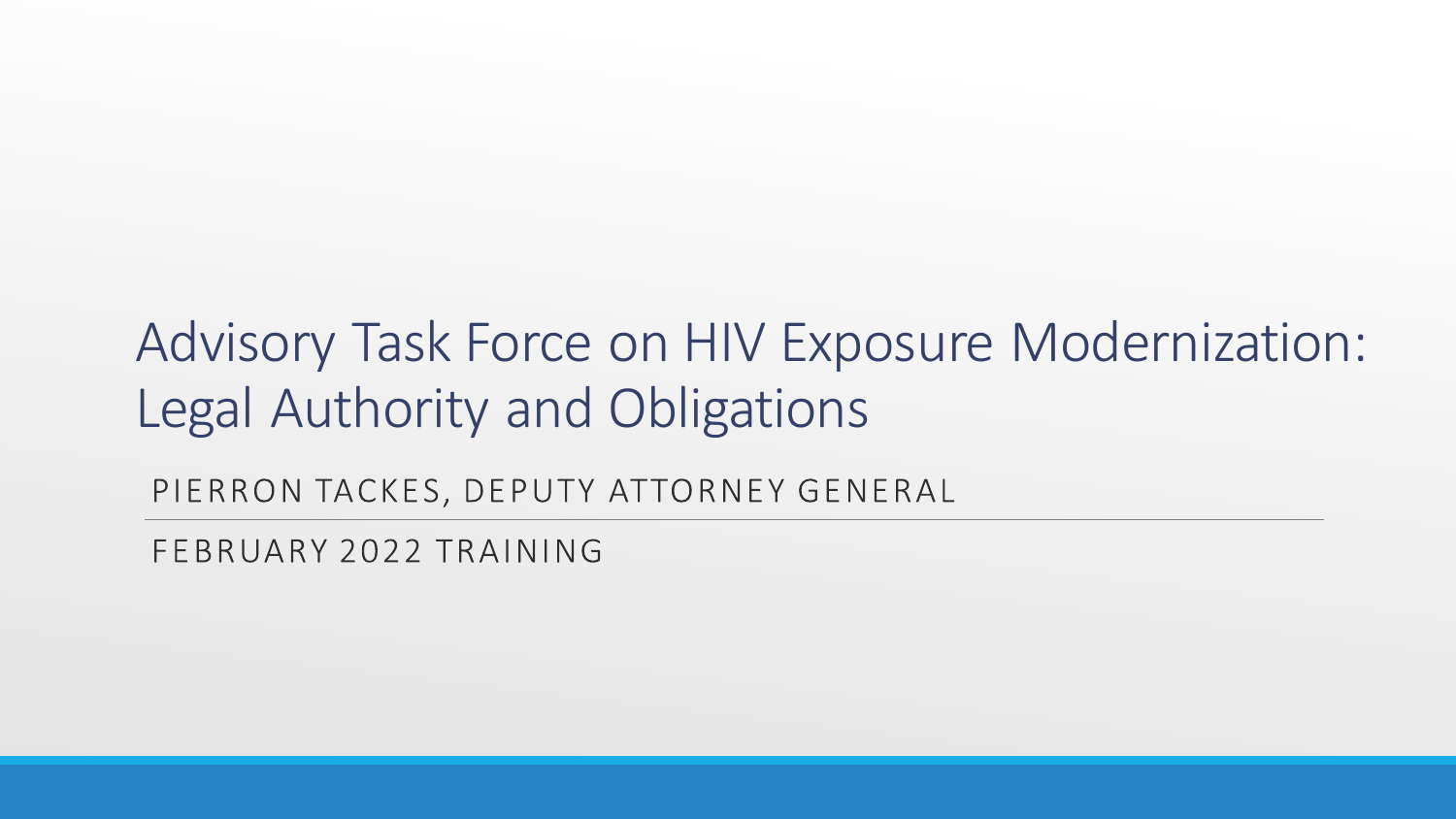# Advisory Task Force on HIV Exposure Modernization: Legal Authority and Obligations

PIERRON TACKES, DEPUTY ATTORNEY GENERAL

FEBRUARY 2022 TRAINING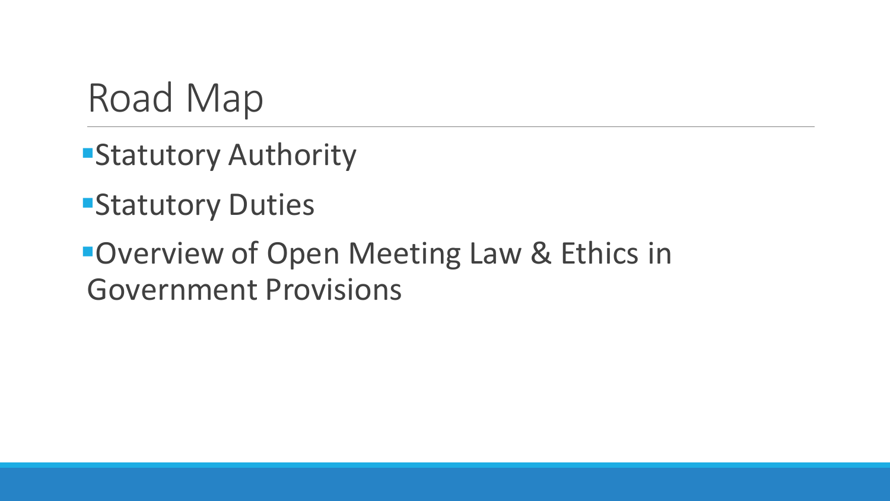# Road Map

- Statutory Authority
- Statutory Duties
- Overview of Open Meeting Law & Ethics in Government Provisions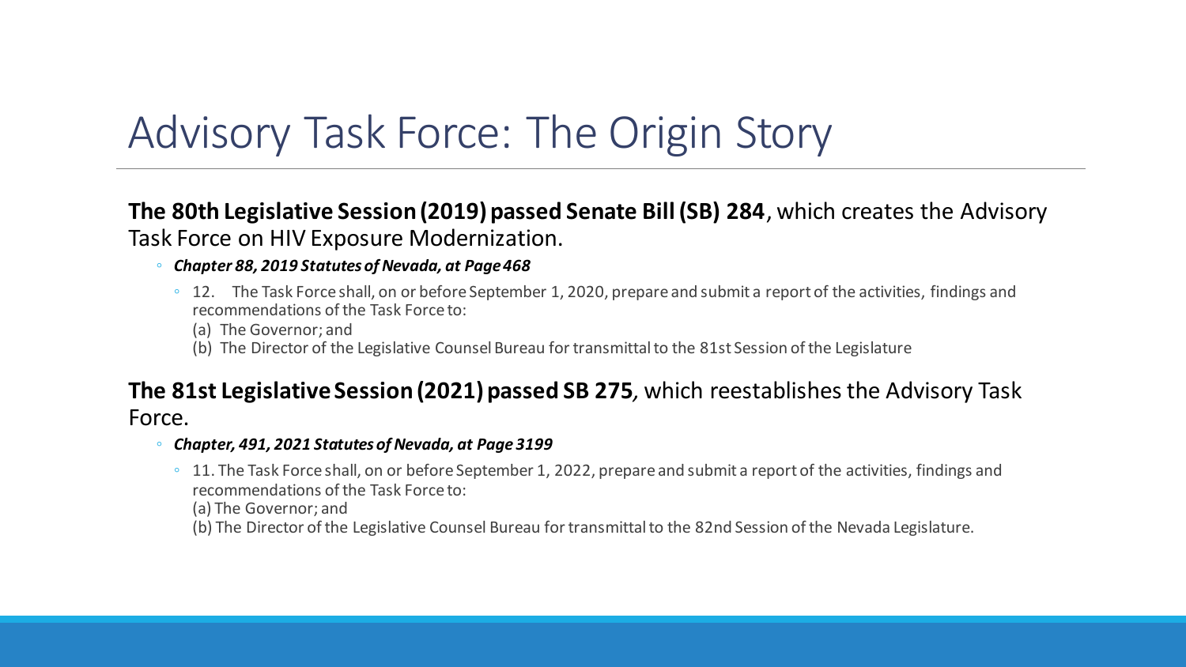# Advisory Task Force: The Origin Story

**The 80th Legislative Session (2019) passed Senate Bill (SB) 284**, which creates the Advisory Task Force on HIV Exposure Modernization.

- ***Chapter 88, 2019 Statutes of Nevada, at Page 468***
  - 12. The Task Force shall, on or before September 1, 2020, prepare and submit a report of the activities, findings and recommendations of the Task Force to:
    (a) The Governor; and
    (b) The Director of the Legislative Counsel Bureau for transmittal to the 81st Session of the Legislature

**The 81st Legislative Session (2021) passed SB 275**, which reestablishes the Advisory Task Force.

- ***Chapter, 491, 2021 Statutes of Nevada, at Page 3199***
  - 11. The Task Force shall, on or before September 1, 2022, prepare and submit a report of the activities, findings and recommendations of the Task Force to:
    (a) The Governor; and
    (b) The Director of the Legislative Counsel Bureau for transmittal to the 82nd Session of the Nevada Legislature.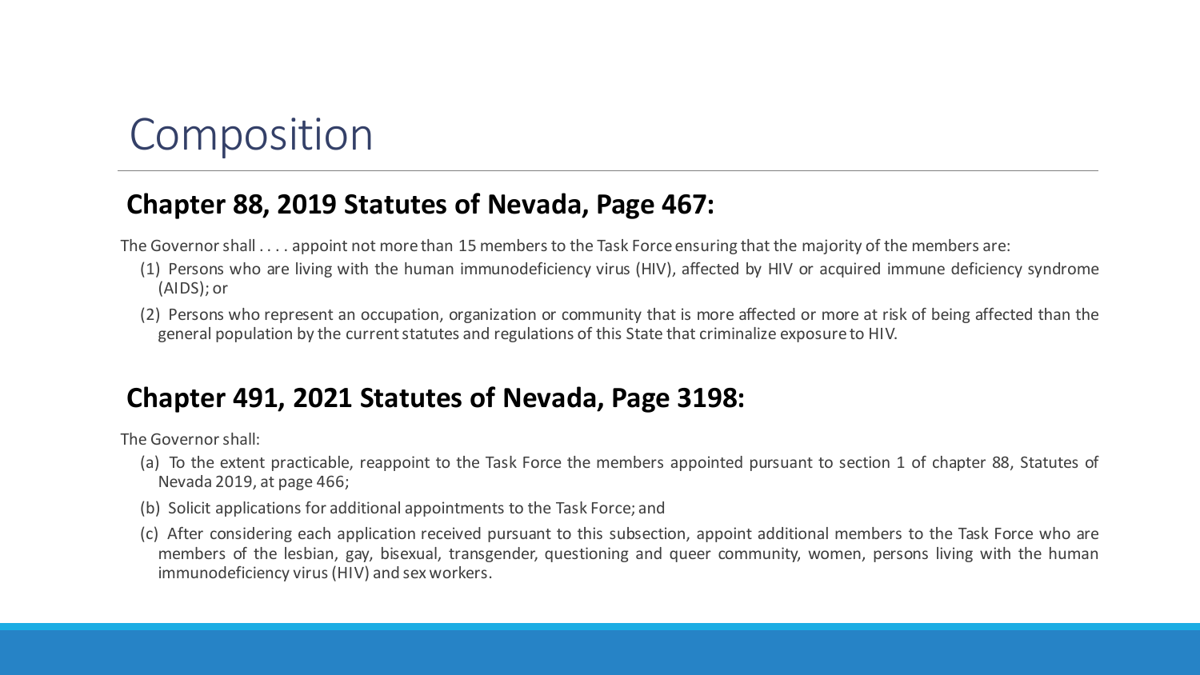# Composition

## Chapter 88, 2019 Statutes of Nevada, Page 467:

The Governor shall . . . . appoint not more than 15 members to the Task Force ensuring that the majority of the members are:

(1) Persons who are living with the human immunodeficiency virus (HIV), affected by HIV or acquired immune deficiency syndrome (AIDS); or

(2) Persons who represent an occupation, organization or community that is more affected or more at risk of being affected than the general population by the current statutes and regulations of this State that criminalize exposure to HIV.

## Chapter 491, 2021 Statutes of Nevada, Page 3198:

The Governor shall:

(a) To the extent practicable, reappoint to the Task Force the members appointed pursuant to section 1 of chapter 88, Statutes of Nevada 2019, at page 466;

(b) Solicit applications for additional appointments to the Task Force; and

(c) After considering each application received pursuant to this subsection, appoint additional members to the Task Force who are members of the lesbian, gay, bisexual, transgender, questioning and queer community, women, persons living with the human immunodeficiency virus (HIV) and sex workers.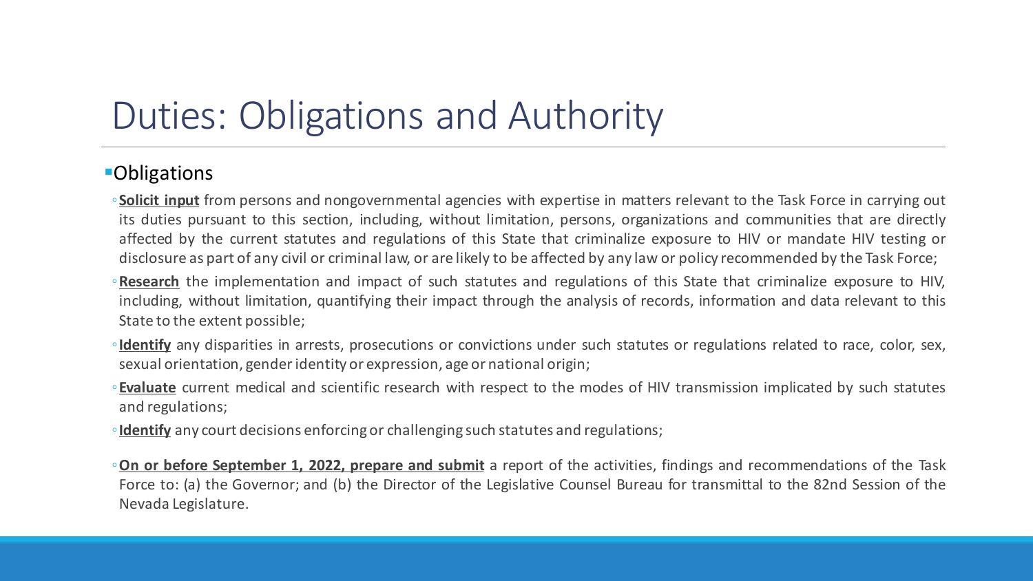# Duties: Obligations and Authority

- Obligations
  - **Solicit input** from persons and nongovernmental agencies with expertise in matters relevant to the Task Force in carrying out its duties pursuant to this section, including, without limitation, persons, organizations and communities that are directly affected by the current statutes and regulations of this State that criminalize exposure to HIV or mandate HIV testing or disclosure as part of any civil or criminal law, or are likely to be affected by any law or policy recommended by the Task Force;
  - **Research** the implementation and impact of such statutes and regulations of this State that criminalize exposure to HIV, including, without limitation, quantifying their impact through the analysis of records, information and data relevant to this State to the extent possible;
  - **Identify** any disparities in arrests, prosecutions or convictions under such statutes or regulations related to race, color, sex, sexual orientation, gender identity or expression, age or national origin;
  - **Evaluate** current medical and scientific research with respect to the modes of HIV transmission implicated by such statutes and regulations;
  - **Identify** any court decisions enforcing or challenging such statutes and regulations;
  - **On or before September 1, 2022, prepare and submit** a report of the activities, findings and recommendations of the Task Force to: (a) the Governor; and (b) the Director of the Legislative Counsel Bureau for transmittal to the 82nd Session of the Nevada Legislature.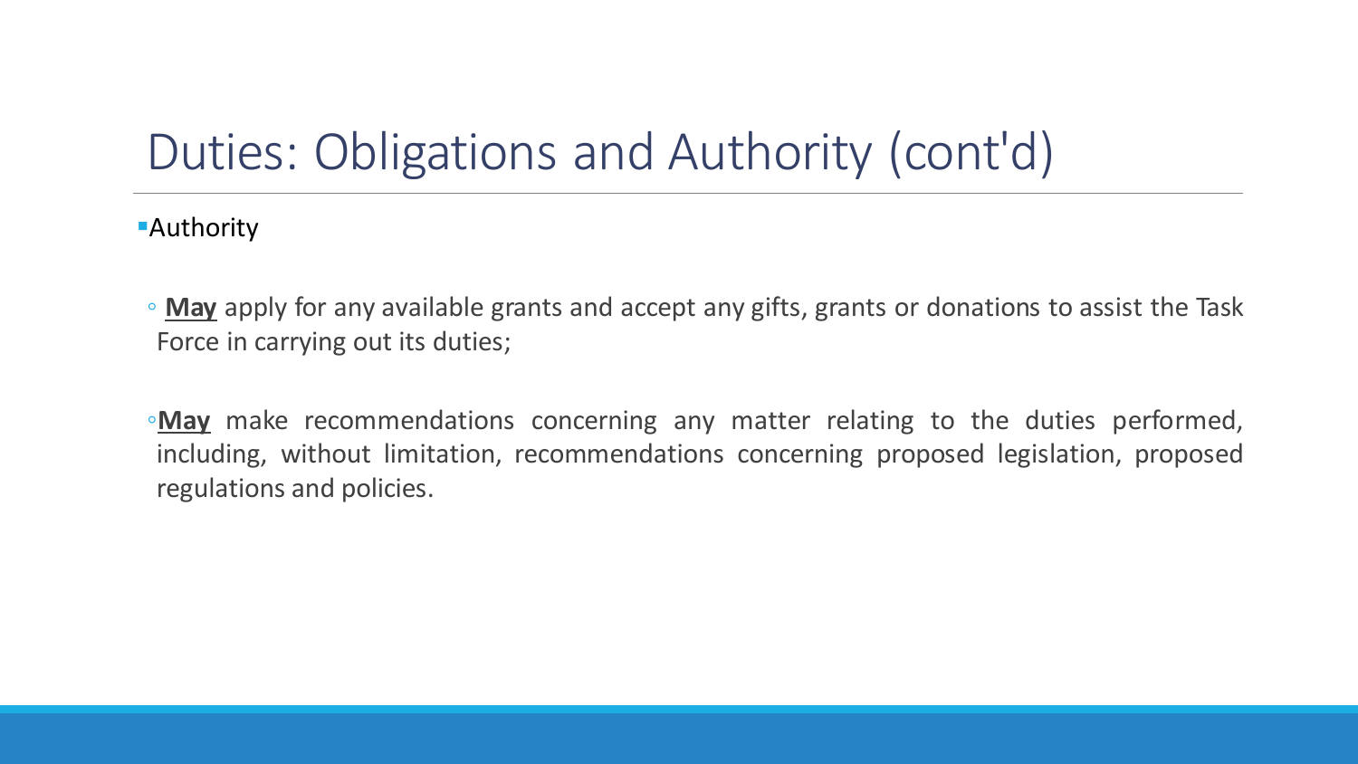# Duties: Obligations and Authority (cont'd)

- Authority
  - **<u>May</u>** apply for any available grants and accept any gifts, grants or donations to assist the Task Force in carrying out its duties;
  - **<u>May</u>** make recommendations concerning any matter relating to the duties performed, including, without limitation, recommendations concerning proposed legislation, proposed regulations and policies.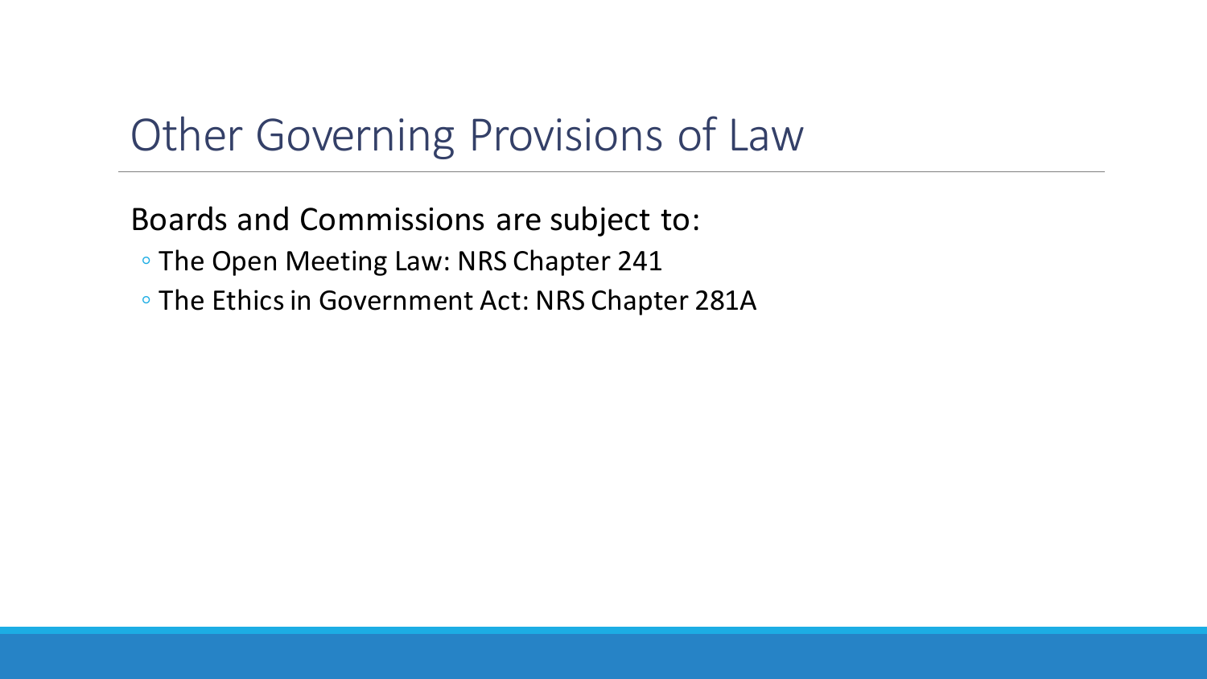# Other Governing Provisions of Law

Boards and Commissions are subject to:

- The Open Meeting Law: NRS Chapter 241
- The Ethics in Government Act: NRS Chapter 281A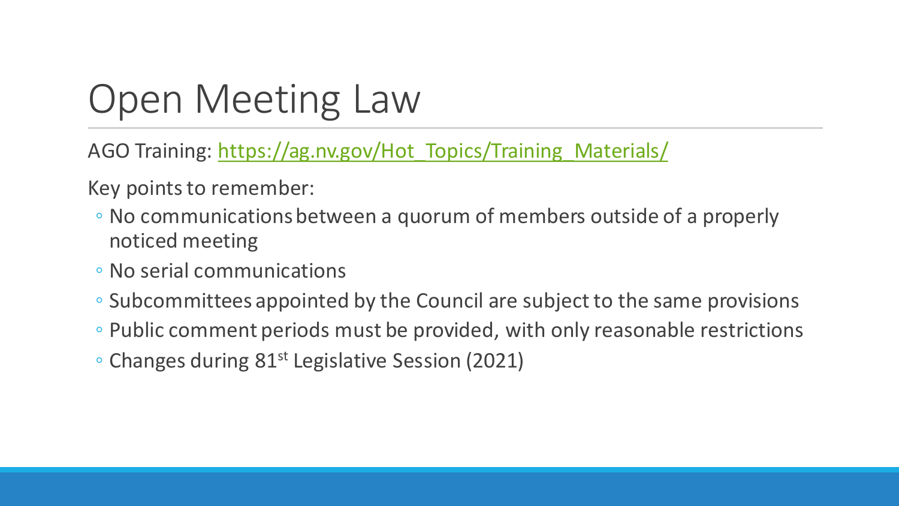# Open Meeting Law

AGO Training: [https://ag.nv.gov/Hot_Topics/Training_Materials/](https://ag.nv.gov/Hot_Topics/Training_Materials/)

Key points to remember:

- No communications between a quorum of members outside of a properly noticed meeting
- No serial communications
- Subcommittees appointed by the Council are subject to the same provisions
- Public comment periods must be provided, with only reasonable restrictions
- Changes during 81st Legislative Session (2021)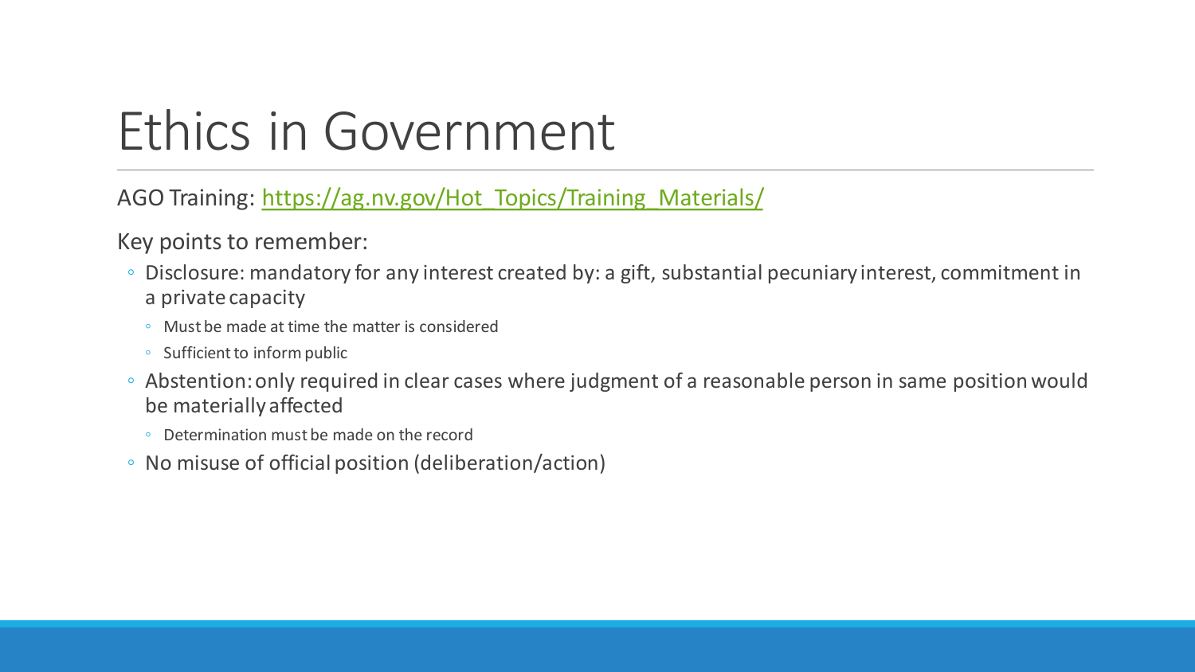# Ethics in Government

AGO Training: [https://ag.nv.gov/Hot_Topics/Training_Materials/](https://ag.nv.gov/Hot_Topics/Training_Materials/)

Key points to remember:

- Disclosure: mandatory for any interest created by: a gift, substantial pecuniary interest, commitment in a private capacity
  - Must be made at time the matter is considered
  - Sufficient to inform public
- Abstention: only required in clear cases where judgment of a reasonable person in same position would be materially affected
  - Determination must be made on the record
- No misuse of official position (deliberation/action)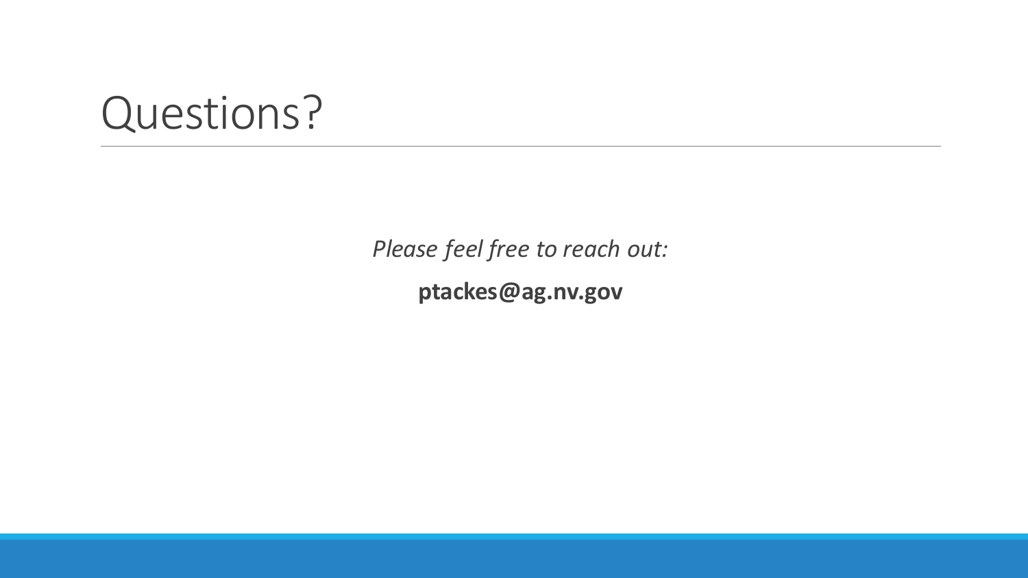# Questions?

*Please feel free to reach out:*

**ptackes@ag.nv.gov**